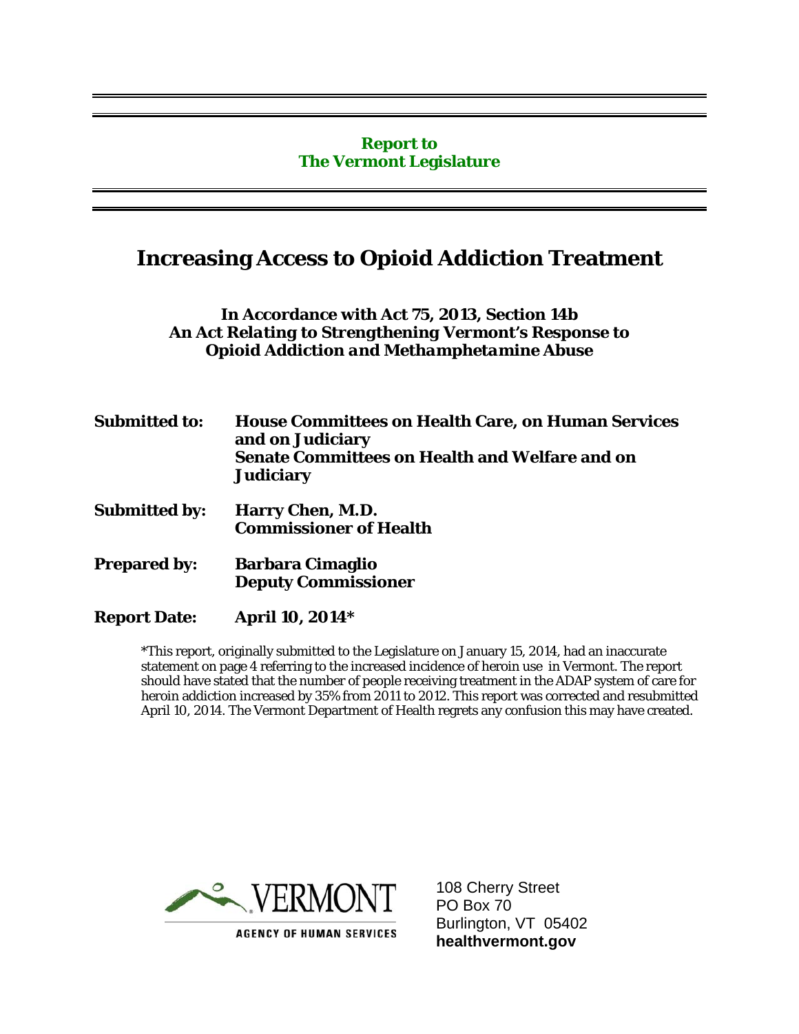**Report to**
**The Vermont Legislature**

# Increasing Access to Opioid Addiction Treatment

**In Accordance with Act 75, 2013, Section 14b**
***An Act Relating to Strengthening Vermont's Response to Opioid Addiction and Methamphetamine Abuse***

**Submitted to:** **House Committees on Health Care, on Human Services and on Judiciary**
**Senate Committees on Health and Welfare and on Judiciary**

**Submitted by:** **Harry Chen, M.D.**
**Commissioner of Health**

**Prepared by:** **Barbara Cimaglio**
**Deputy Commissioner**

**Report Date:** **April 10, 2014***

*This report, originally submitted to the Legislature on January 15, 2014, had an inaccurate statement on page 4 referring to the increased incidence of heroin use in Vermont. The report should have stated that the number of people receiving treatment in the ADAP system of care for heroin addiction increased by 35% from 2011 to 2012. This report was corrected and resubmitted April 10, 2014. The Vermont Department of Health regrets any confusion this may have created.

VERMONT
AGENCY OF HUMAN SERVICES

108 Cherry Street
PO Box 70
Burlington, VT 05402
**healthvermont.gov**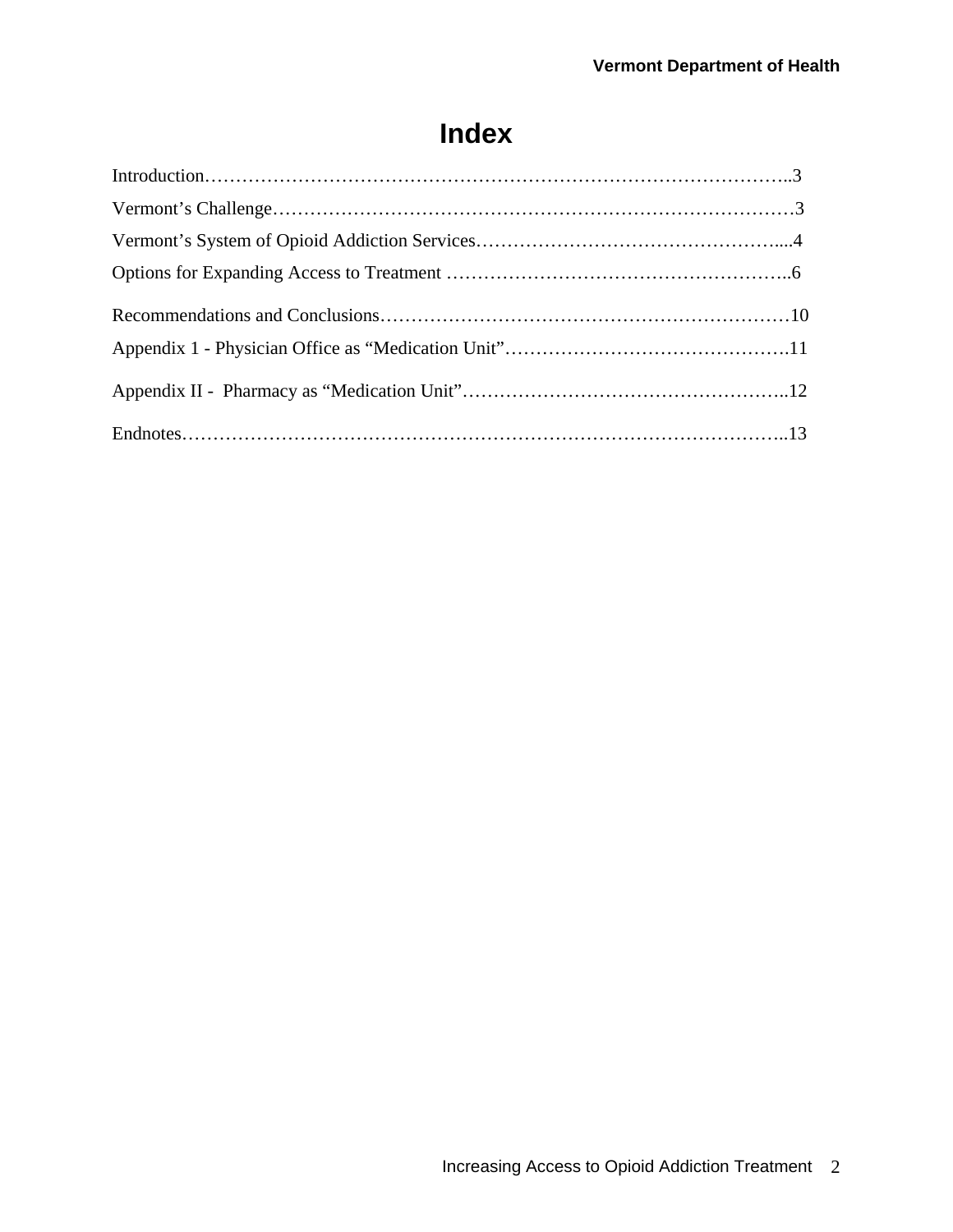# Index

Introduction……………………………………………………………………………………..3

Vermont's Challenge…………………………………………………………………………3

Vermont's System of Opioid Addiction Services…………………………………………....4

Options for Expanding Access to Treatment ………………………………………………..6

Recommendations and Conclusions…………………………………………………………10

Appendix 1 - Physician Office as "Medication Unit"……………………………………….11

Appendix II - Pharmacy as "Medication Unit"……………………………………………..12

Endnotes……………………………………………………………………………………...13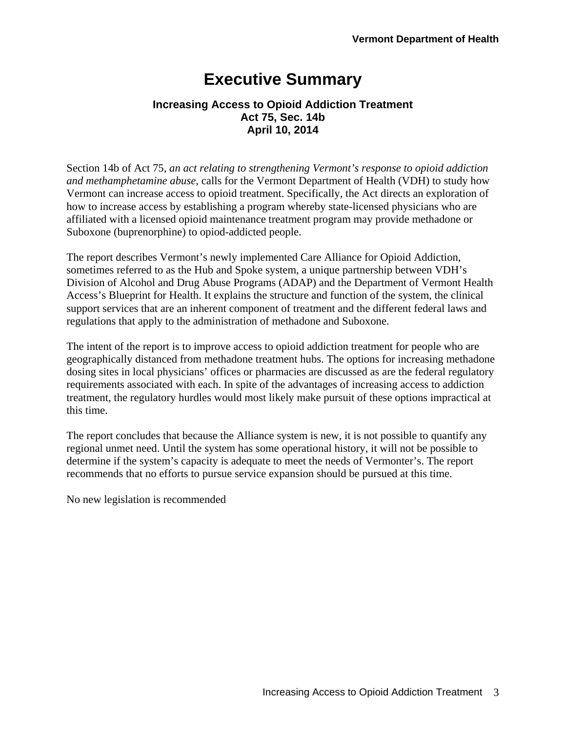# Executive Summary

### Increasing Access to Opioid Addiction Treatment
### Act 75, Sec. 14b
### April 10, 2014

Section 14b of Act 75, *an act relating to strengthening Vermont's response to opioid addiction and methamphetamine abuse*, calls for the Vermont Department of Health (VDH) to study how Vermont can increase access to opioid treatment. Specifically, the Act directs an exploration of how to increase access by establishing a program whereby state-licensed physicians who are affiliated with a licensed opioid maintenance treatment program may provide methadone or Suboxone (buprenorphine) to opiod-addicted people.

The report describes Vermont's newly implemented Care Alliance for Opioid Addiction, sometimes referred to as the Hub and Spoke system, a unique partnership between VDH's Division of Alcohol and Drug Abuse Programs (ADAP) and the Department of Vermont Health Access's Blueprint for Health. It explains the structure and function of the system, the clinical support services that are an inherent component of treatment and the different federal laws and regulations that apply to the administration of methadone and Suboxone.

The intent of the report is to improve access to opioid addiction treatment for people who are geographically distanced from methadone treatment hubs. The options for increasing methadone dosing sites in local physicians' offices or pharmacies are discussed as are the federal regulatory requirements associated with each. In spite of the advantages of increasing access to addiction treatment, the regulatory hurdles would most likely make pursuit of these options impractical at this time.

The report concludes that because the Alliance system is new, it is not possible to quantify any regional unmet need. Until the system has some operational history, it will not be possible to determine if the system's capacity is adequate to meet the needs of Vermonter's. The report recommends that no efforts to pursue service expansion should be pursued at this time.

No new legislation is recommended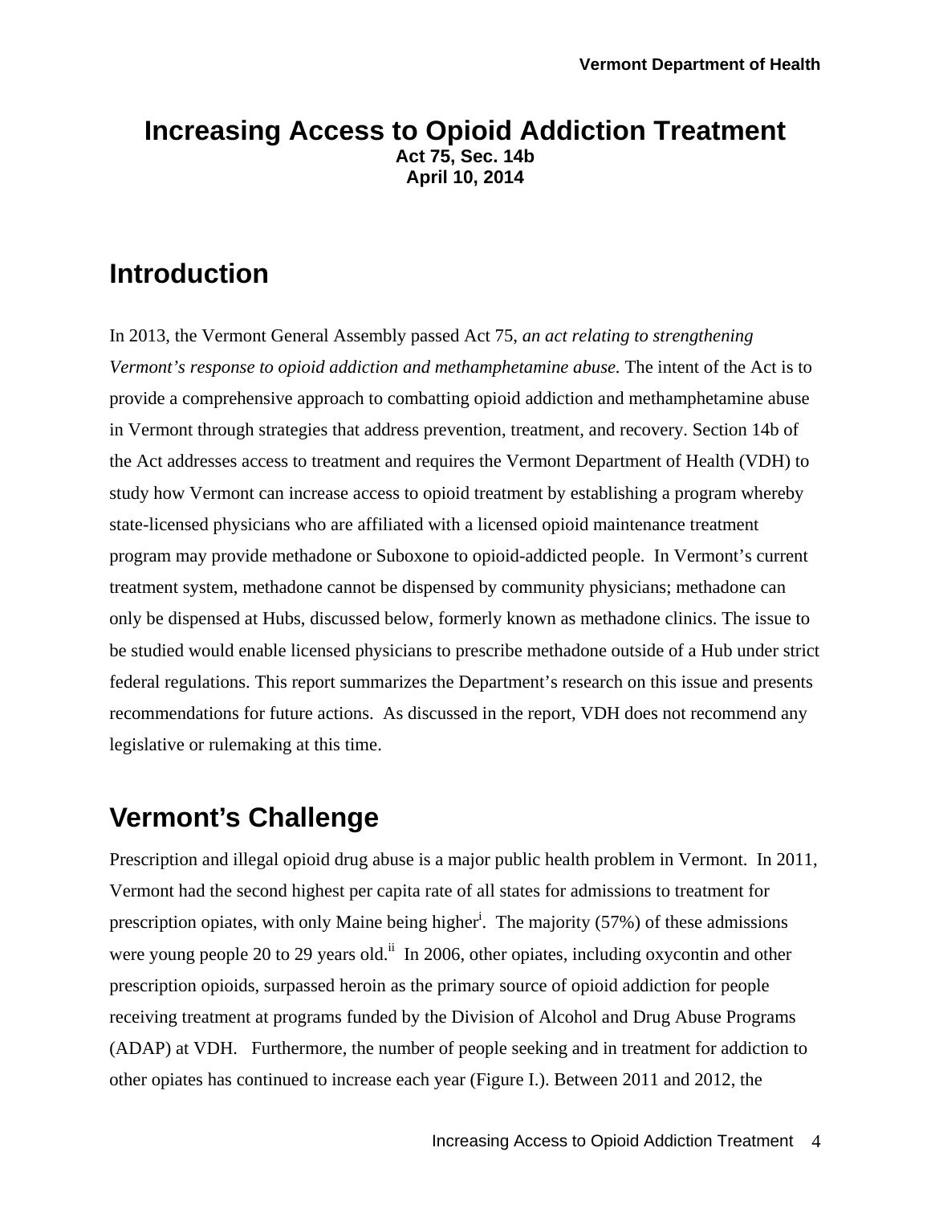# Increasing Access to Opioid Addiction Treatment

**Act 75, Sec. 14b**
**April 10, 2014**

## Introduction

In 2013, the Vermont General Assembly passed Act 75, *an act relating to strengthening Vermont's response to opioid addiction and methamphetamine abuse.* The intent of the Act is to provide a comprehensive approach to combatting opioid addiction and methamphetamine abuse in Vermont through strategies that address prevention, treatment, and recovery. Section 14b of the Act addresses access to treatment and requires the Vermont Department of Health (VDH) to study how Vermont can increase access to opioid treatment by establishing a program whereby state-licensed physicians who are affiliated with a licensed opioid maintenance treatment program may provide methadone or Suboxone to opioid-addicted people. In Vermont's current treatment system, methadone cannot be dispensed by community physicians; methadone can only be dispensed at Hubs, discussed below, formerly known as methadone clinics. The issue to be studied would enable licensed physicians to prescribe methadone outside of a Hub under strict federal regulations. This report summarizes the Department's research on this issue and presents recommendations for future actions. As discussed in the report, VDH does not recommend any legislative or rulemaking at this time.

## Vermont's Challenge

Prescription and illegal opioid drug abuse is a major public health problem in Vermont. In 2011, Vermont had the second highest per capita rate of all states for admissions to treatment for prescription opiates, with only Maine being higher[i]. The majority (57%) of these admissions were young people 20 to 29 years old.[ii] In 2006, other opiates, including oxycontin and other prescription opioids, surpassed heroin as the primary source of opioid addiction for people receiving treatment at programs funded by the Division of Alcohol and Drug Abuse Programs (ADAP) at VDH. Furthermore, the number of people seeking and in treatment for addiction to other opiates has continued to increase each year (Figure I.). Between 2011 and 2012, the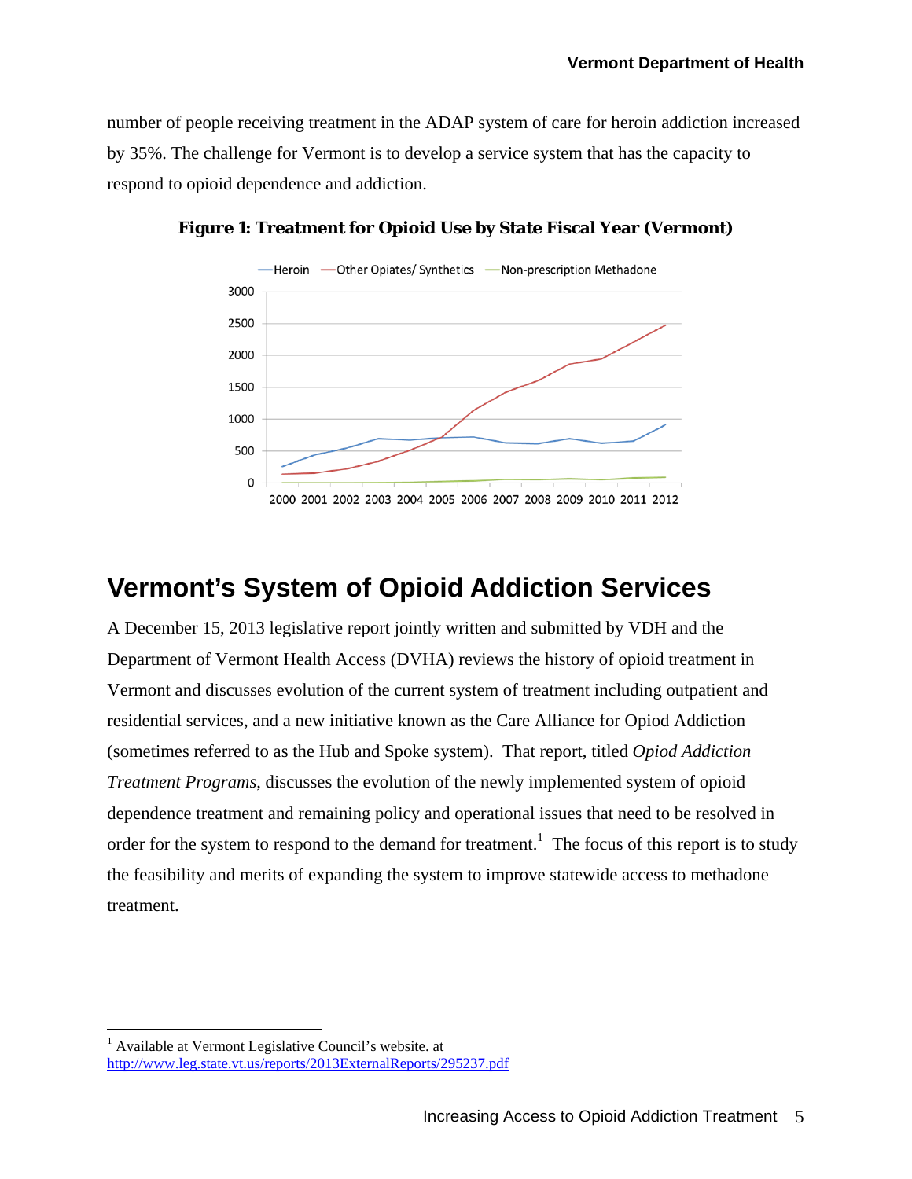number of people receiving treatment in the ADAP system of care for heroin addiction increased by 35%. The challenge for Vermont is to develop a service system that has the capacity to respond to opioid dependence and addiction.

**Figure 1: Treatment for Opioid Use by State Fiscal Year (Vermont)**

Heroin
Other Opiates/ Synthetics
Non-prescription Methadone

3000
2500
2000
1500
1000
500
0

2000 2001 2002 2003 2004 2005 2006 2007 2008 2009 2010 2011 2012

## Vermont's System of Opioid Addiction Services

A December 15, 2013 legislative report jointly written and submitted by VDH and the Department of Vermont Health Access (DVHA) reviews the history of opioid treatment in Vermont and discusses evolution of the current system of treatment including outpatient and residential services, and a new initiative known as the Care Alliance for Opiod Addiction (sometimes referred to as the Hub and Spoke system). That report, titled *Opiod Addiction Treatment Programs*, discusses the evolution of the newly implemented system of opioid dependence treatment and remaining policy and operational issues that need to be resolved in order for the system to respond to the demand for treatment.[1] The focus of this report is to study the feasibility and merits of expanding the system to improve statewide access to methadone treatment.

---

[1] Available at Vermont Legislative Council's website. at http://www.leg.state.vt.us/reports/2013ExternalReports/295237.pdf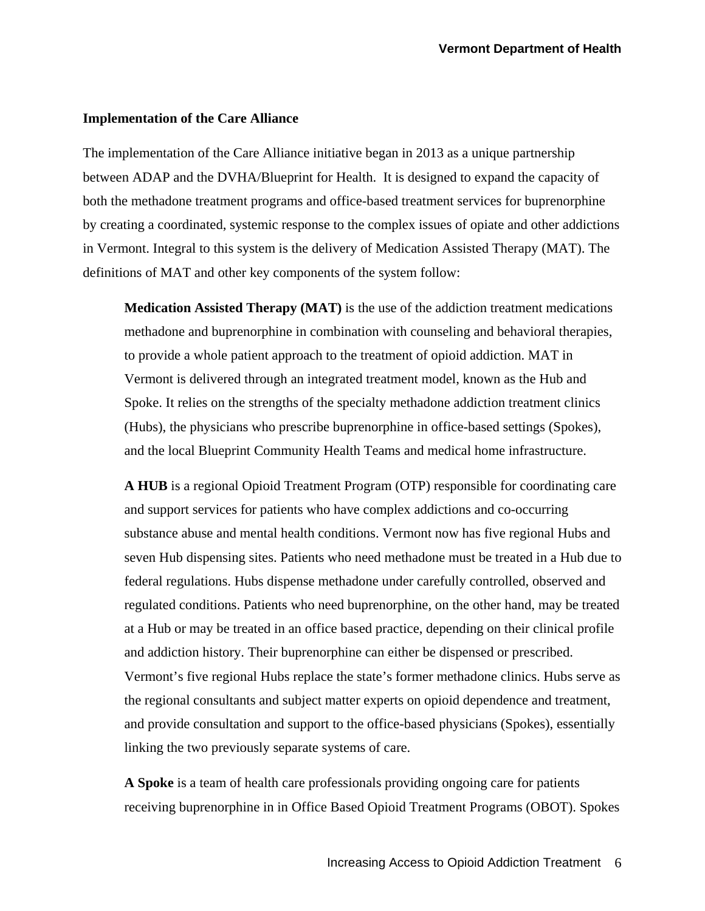**Implementation of the Care Alliance**

The implementation of the Care Alliance initiative began in 2013 as a unique partnership between ADAP and the DVHA/Blueprint for Health. It is designed to expand the capacity of both the methadone treatment programs and office-based treatment services for buprenorphine by creating a coordinated, systemic response to the complex issues of opiate and other addictions in Vermont. Integral to this system is the delivery of Medication Assisted Therapy (MAT). The definitions of MAT and other key components of the system follow:

> **Medication Assisted Therapy (MAT)** is the use of the addiction treatment medications methadone and buprenorphine in combination with counseling and behavioral therapies, to provide a whole patient approach to the treatment of opioid addiction. MAT in Vermont is delivered through an integrated treatment model, known as the Hub and Spoke. It relies on the strengths of the specialty methadone addiction treatment clinics (Hubs), the physicians who prescribe buprenorphine in office-based settings (Spokes), and the local Blueprint Community Health Teams and medical home infrastructure.
>
> **A HUB** is a regional Opioid Treatment Program (OTP) responsible for coordinating care and support services for patients who have complex addictions and co-occurring substance abuse and mental health conditions. Vermont now has five regional Hubs and seven Hub dispensing sites. Patients who need methadone must be treated in a Hub due to federal regulations. Hubs dispense methadone under carefully controlled, observed and regulated conditions. Patients who need buprenorphine, on the other hand, may be treated at a Hub or may be treated in an office based practice, depending on their clinical profile and addiction history. Their buprenorphine can either be dispensed or prescribed. Vermont's five regional Hubs replace the state's former methadone clinics. Hubs serve as the regional consultants and subject matter experts on opioid dependence and treatment, and provide consultation and support to the office-based physicians (Spokes), essentially linking the two previously separate systems of care.
>
> **A Spoke** is a team of health care professionals providing ongoing care for patients receiving buprenorphine in in Office Based Opioid Treatment Programs (OBOT). Spokes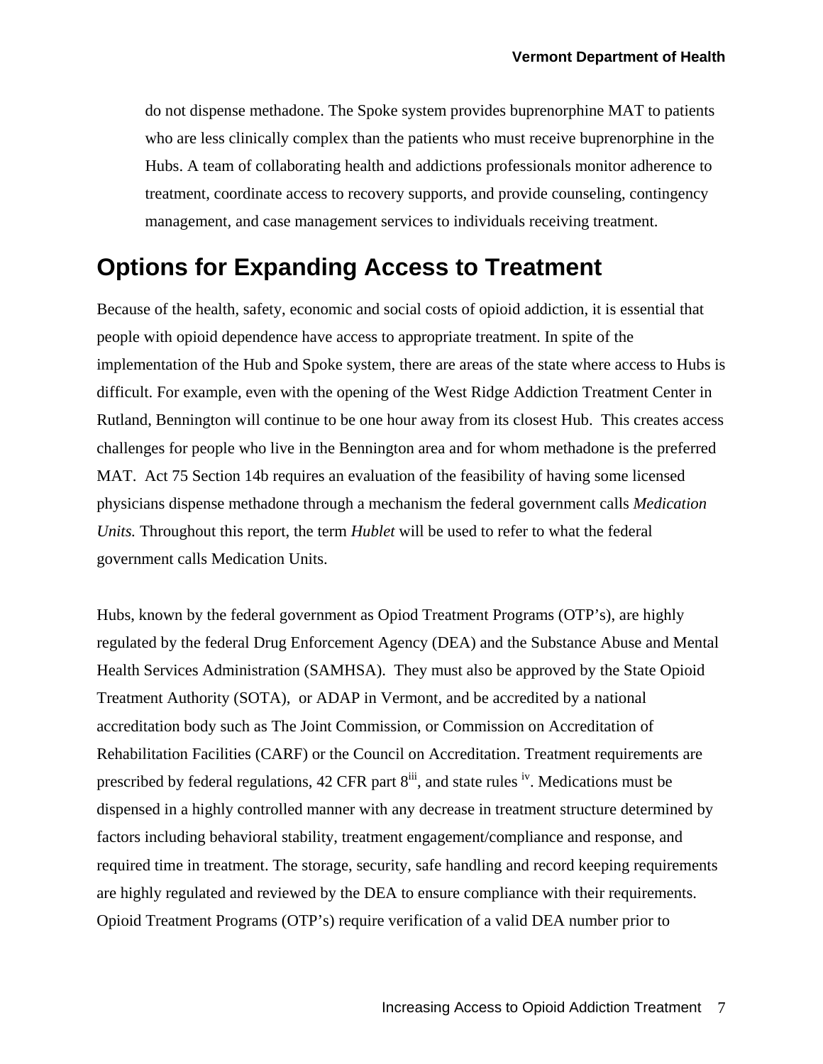do not dispense methadone. The Spoke system provides buprenorphine MAT to patients who are less clinically complex than the patients who must receive buprenorphine in the Hubs. A team of collaborating health and addictions professionals monitor adherence to treatment, coordinate access to recovery supports, and provide counseling, contingency management, and case management services to individuals receiving treatment.

## Options for Expanding Access to Treatment

Because of the health, safety, economic and social costs of opioid addiction, it is essential that people with opioid dependence have access to appropriate treatment. In spite of the implementation of the Hub and Spoke system, there are areas of the state where access to Hubs is difficult. For example, even with the opening of the West Ridge Addiction Treatment Center in Rutland, Bennington will continue to be one hour away from its closest Hub. This creates access challenges for people who live in the Bennington area and for whom methadone is the preferred MAT. Act 75 Section 14b requires an evaluation of the feasibility of having some licensed physicians dispense methadone through a mechanism the federal government calls *Medication Units.* Throughout this report, the term *Hublet* will be used to refer to what the federal government calls Medication Units.

Hubs, known by the federal government as Opiod Treatment Programs (OTP's), are highly regulated by the federal Drug Enforcement Agency (DEA) and the Substance Abuse and Mental Health Services Administration (SAMHSA). They must also be approved by the State Opioid Treatment Authority (SOTA), or ADAP in Vermont, and be accredited by a national accreditation body such as The Joint Commission, or Commission on Accreditation of Rehabilitation Facilities (CARF) or the Council on Accreditation. Treatment requirements are prescribed by federal regulations, 42 CFR part 8[iii], and state rules [iv]. Medications must be dispensed in a highly controlled manner with any decrease in treatment structure determined by factors including behavioral stability, treatment engagement/compliance and response, and required time in treatment. The storage, security, safe handling and record keeping requirements are highly regulated and reviewed by the DEA to ensure compliance with their requirements. Opioid Treatment Programs (OTP's) require verification of a valid DEA number prior to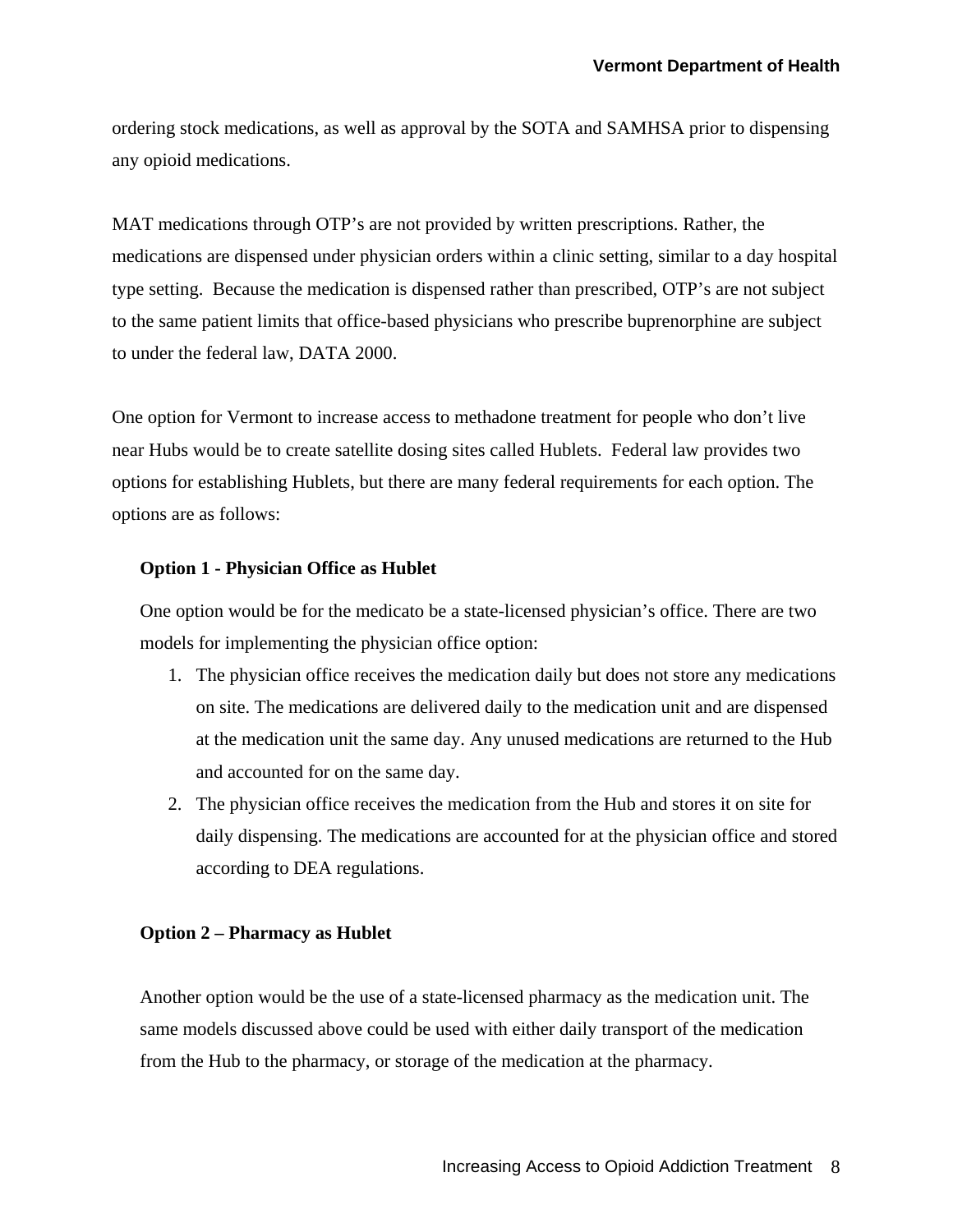ordering stock medications, as well as approval by the SOTA and SAMHSA prior to dispensing any opioid medications.

MAT medications through OTP's are not provided by written prescriptions. Rather, the medications are dispensed under physician orders within a clinic setting, similar to a day hospital type setting. Because the medication is dispensed rather than prescribed, OTP's are not subject to the same patient limits that office-based physicians who prescribe buprenorphine are subject to under the federal law, DATA 2000.

One option for Vermont to increase access to methadone treatment for people who don't live near Hubs would be to create satellite dosing sites called Hublets. Federal law provides two options for establishing Hublets, but there are many federal requirements for each option. The options are as follows:

**Option 1 - Physician Office as Hublet**

One option would be for the medicato be a state-licensed physician's office. There are two models for implementing the physician office option:

1. The physician office receives the medication daily but does not store any medications on site. The medications are delivered daily to the medication unit and are dispensed at the medication unit the same day. Any unused medications are returned to the Hub and accounted for on the same day.
2. The physician office receives the medication from the Hub and stores it on site for daily dispensing. The medications are accounted for at the physician office and stored according to DEA regulations.

**Option 2 – Pharmacy as Hublet**

Another option would be the use of a state-licensed pharmacy as the medication unit. The same models discussed above could be used with either daily transport of the medication from the Hub to the pharmacy, or storage of the medication at the pharmacy.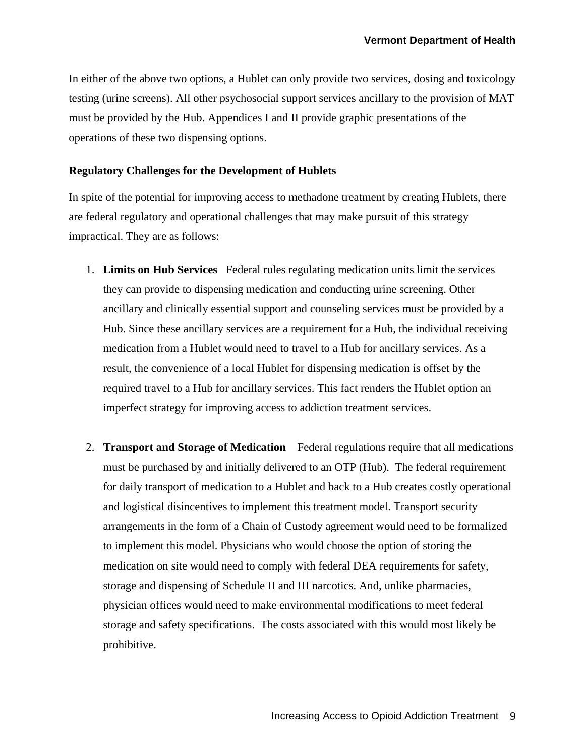In either of the above two options, a Hublet can only provide two services, dosing and toxicology testing (urine screens). All other psychosocial support services ancillary to the provision of MAT must be provided by the Hub. Appendices I and II provide graphic presentations of the operations of these two dispensing options.

**Regulatory Challenges for the Development of Hublets**

In spite of the potential for improving access to methadone treatment by creating Hublets, there are federal regulatory and operational challenges that may make pursuit of this strategy impractical. They are as follows:

1. **Limits on Hub Services** Federal rules regulating medication units limit the services they can provide to dispensing medication and conducting urine screening. Other ancillary and clinically essential support and counseling services must be provided by a Hub. Since these ancillary services are a requirement for a Hub, the individual receiving medication from a Hublet would need to travel to a Hub for ancillary services. As a result, the convenience of a local Hublet for dispensing medication is offset by the required travel to a Hub for ancillary services. This fact renders the Hublet option an imperfect strategy for improving access to addiction treatment services.

2. **Transport and Storage of Medication** Federal regulations require that all medications must be purchased by and initially delivered to an OTP (Hub). The federal requirement for daily transport of medication to a Hublet and back to a Hub creates costly operational and logistical disincentives to implement this treatment model. Transport security arrangements in the form of a Chain of Custody agreement would need to be formalized to implement this model. Physicians who would choose the option of storing the medication on site would need to comply with federal DEA requirements for safety, storage and dispensing of Schedule II and III narcotics. And, unlike pharmacies, physician offices would need to make environmental modifications to meet federal storage and safety specifications. The costs associated with this would most likely be prohibitive.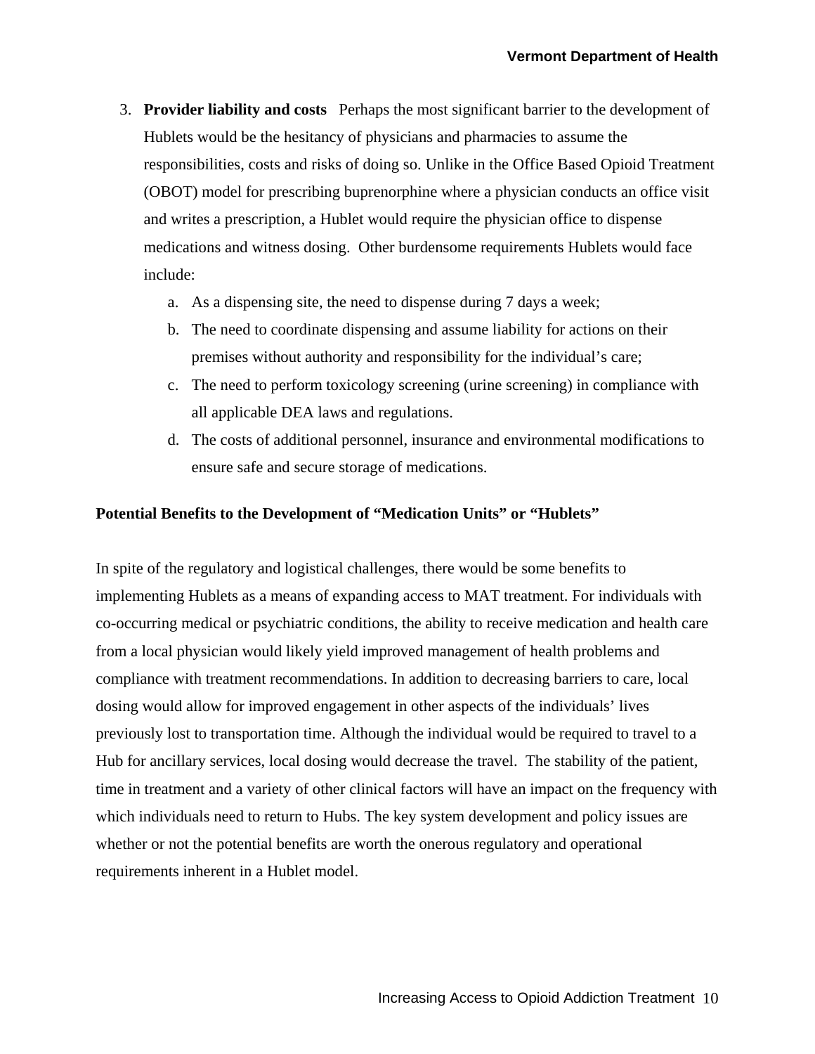3. **Provider liability and costs** Perhaps the most significant barrier to the development of Hublets would be the hesitancy of physicians and pharmacies to assume the responsibilities, costs and risks of doing so. Unlike in the Office Based Opioid Treatment (OBOT) model for prescribing buprenorphine where a physician conducts an office visit and writes a prescription, a Hublet would require the physician office to dispense medications and witness dosing. Other burdensome requirements Hublets would face include:
    a. As a dispensing site, the need to dispense during 7 days a week;
    b. The need to coordinate dispensing and assume liability for actions on their premises without authority and responsibility for the individual's care;
    c. The need to perform toxicology screening (urine screening) in compliance with all applicable DEA laws and regulations.
    d. The costs of additional personnel, insurance and environmental modifications to ensure safe and secure storage of medications.

**Potential Benefits to the Development of "Medication Units" or "Hublets"**

In spite of the regulatory and logistical challenges, there would be some benefits to implementing Hublets as a means of expanding access to MAT treatment. For individuals with co-occurring medical or psychiatric conditions, the ability to receive medication and health care from a local physician would likely yield improved management of health problems and compliance with treatment recommendations. In addition to decreasing barriers to care, local dosing would allow for improved engagement in other aspects of the individuals' lives previously lost to transportation time. Although the individual would be required to travel to a Hub for ancillary services, local dosing would decrease the travel. The stability of the patient, time in treatment and a variety of other clinical factors will have an impact on the frequency with which individuals need to return to Hubs. The key system development and policy issues are whether or not the potential benefits are worth the onerous regulatory and operational requirements inherent in a Hublet model.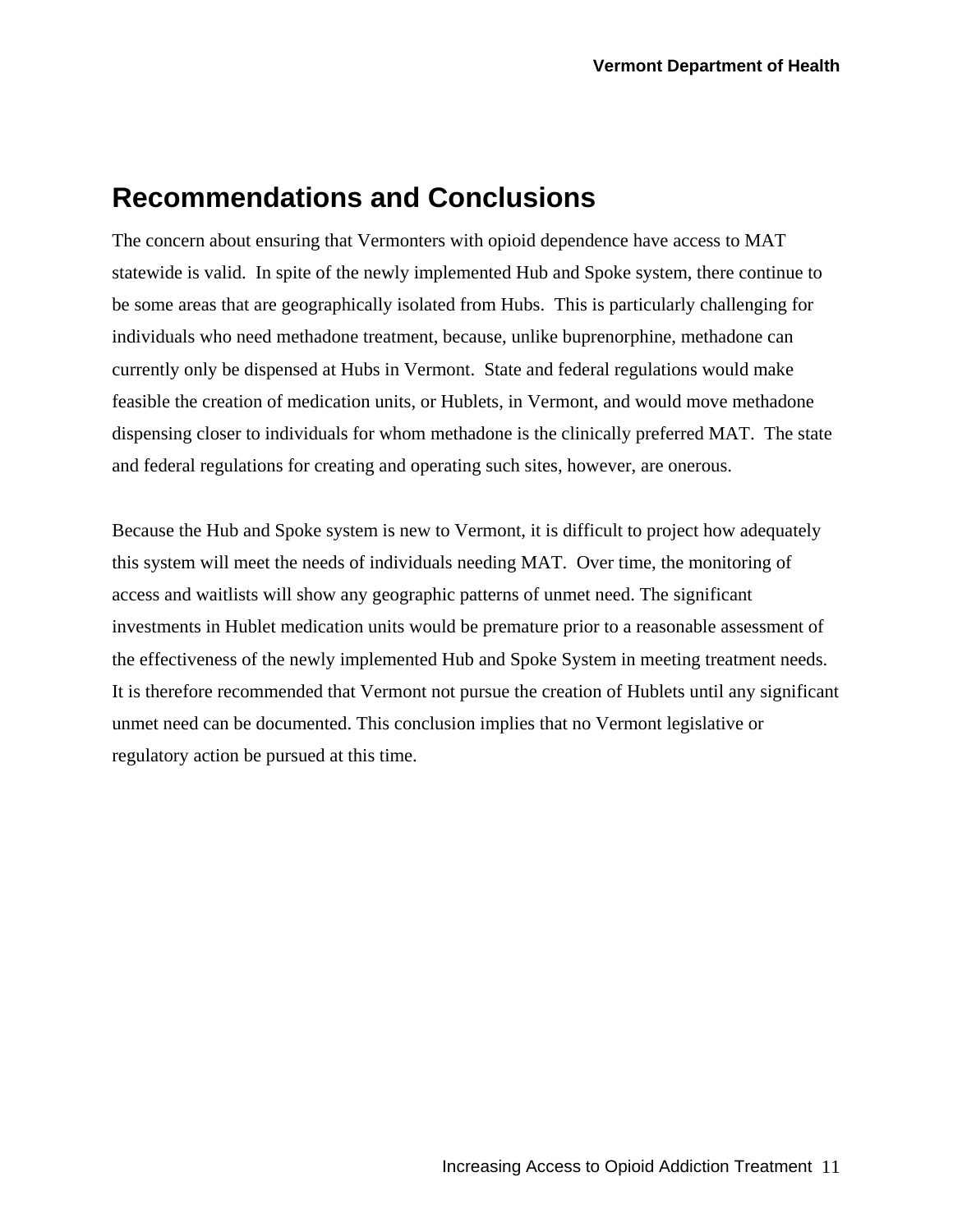## Recommendations and Conclusions

The concern about ensuring that Vermonters with opioid dependence have access to MAT statewide is valid. In spite of the newly implemented Hub and Spoke system, there continue to be some areas that are geographically isolated from Hubs. This is particularly challenging for individuals who need methadone treatment, because, unlike buprenorphine, methadone can currently only be dispensed at Hubs in Vermont. State and federal regulations would make feasible the creation of medication units, or Hublets, in Vermont, and would move methadone dispensing closer to individuals for whom methadone is the clinically preferred MAT. The state and federal regulations for creating and operating such sites, however, are onerous.

Because the Hub and Spoke system is new to Vermont, it is difficult to project how adequately this system will meet the needs of individuals needing MAT. Over time, the monitoring of access and waitlists will show any geographic patterns of unmet need. The significant investments in Hublet medication units would be premature prior to a reasonable assessment of the effectiveness of the newly implemented Hub and Spoke System in meeting treatment needs. It is therefore recommended that Vermont not pursue the creation of Hublets until any significant unmet need can be documented. This conclusion implies that no Vermont legislative or regulatory action be pursued at this time.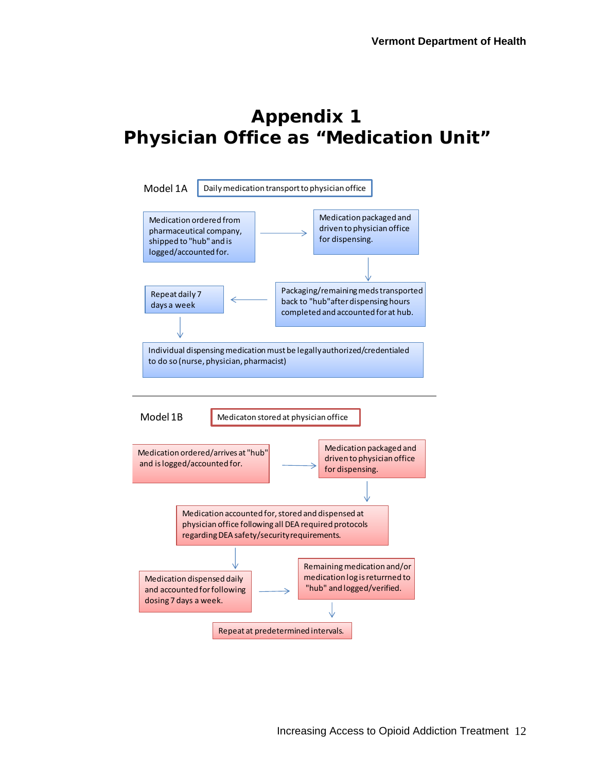# Appendix 1
# Physician Office as "Medication Unit"

Model 1A

Daily medication transport to physician office

Medication ordered from pharmaceutical company, shipped to "hub" and is logged/accounted for.

Medication packaged and driven to physician office for dispensing.

Packaging/remaining meds transported back to "hub" after dispensing hours completed and accounted for at hub.

Repeat daily 7 days a week

Individual dispensing medication must be legally authorized/credentialed to do so (nurse, physician, pharmacist)

---

Model 1B

Medicaton stored at physician office

Medication ordered/arrives at "hub" and is logged/accounted for.

Medication packaged and driven to physician office for dispensing.

Medication accounted for, stored and dispensed at physician office following all DEA required protocols regarding DEA safety/security requirements.

Medication dispensed daily and accounted for following dosing 7 days a week.

Remaining medication and/or medication log is returrned to "hub" and logged/verified.

Repeat at predetermined intervals.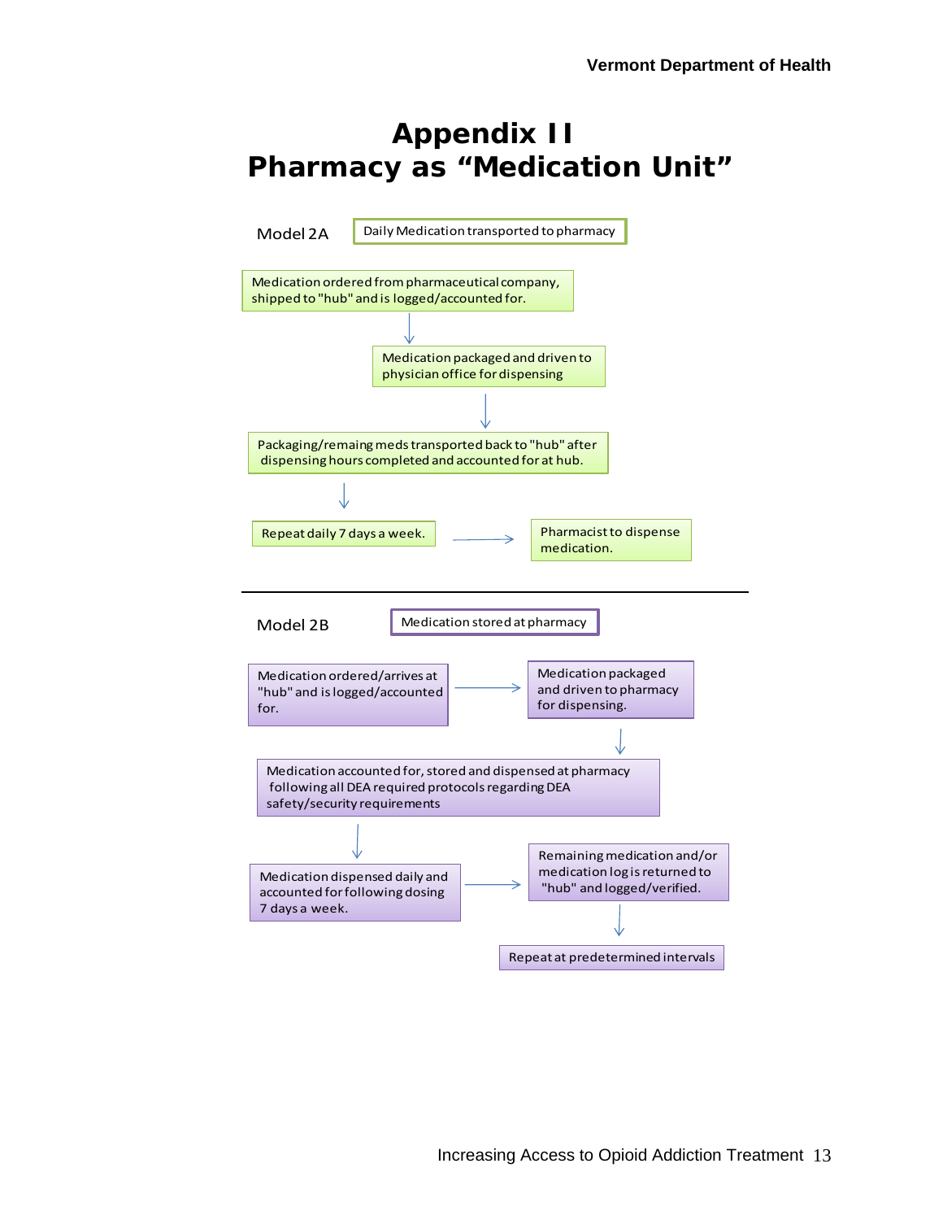# Appendix II
# Pharmacy as "Medication Unit"

Model 2A

Daily Medication transported to pharmacy

Medication ordered from pharmaceutical company, shipped to "hub" and is logged/accounted for.

Medication packaged and driven to physician office for dispensing

Packaging/remaing meds transported back to "hub" after dispensing hours completed and accounted for at hub.

Repeat daily 7 days a week.

Pharmacist to dispense medication.

---

Model 2B

Medication stored at pharmacy

Medication ordered/arrives at "hub" and is logged/accounted for.

Medication packaged and driven to pharmacy for dispensing.

Medication accounted for, stored and dispensed at pharmacy following all DEA required protocols regarding DEA safety/security requirements

Medication dispensed daily and accounted for following dosing 7 days a week.

Remaining medication and/or medication log is returned to "hub" and logged/verified.

Repeat at predetermined intervals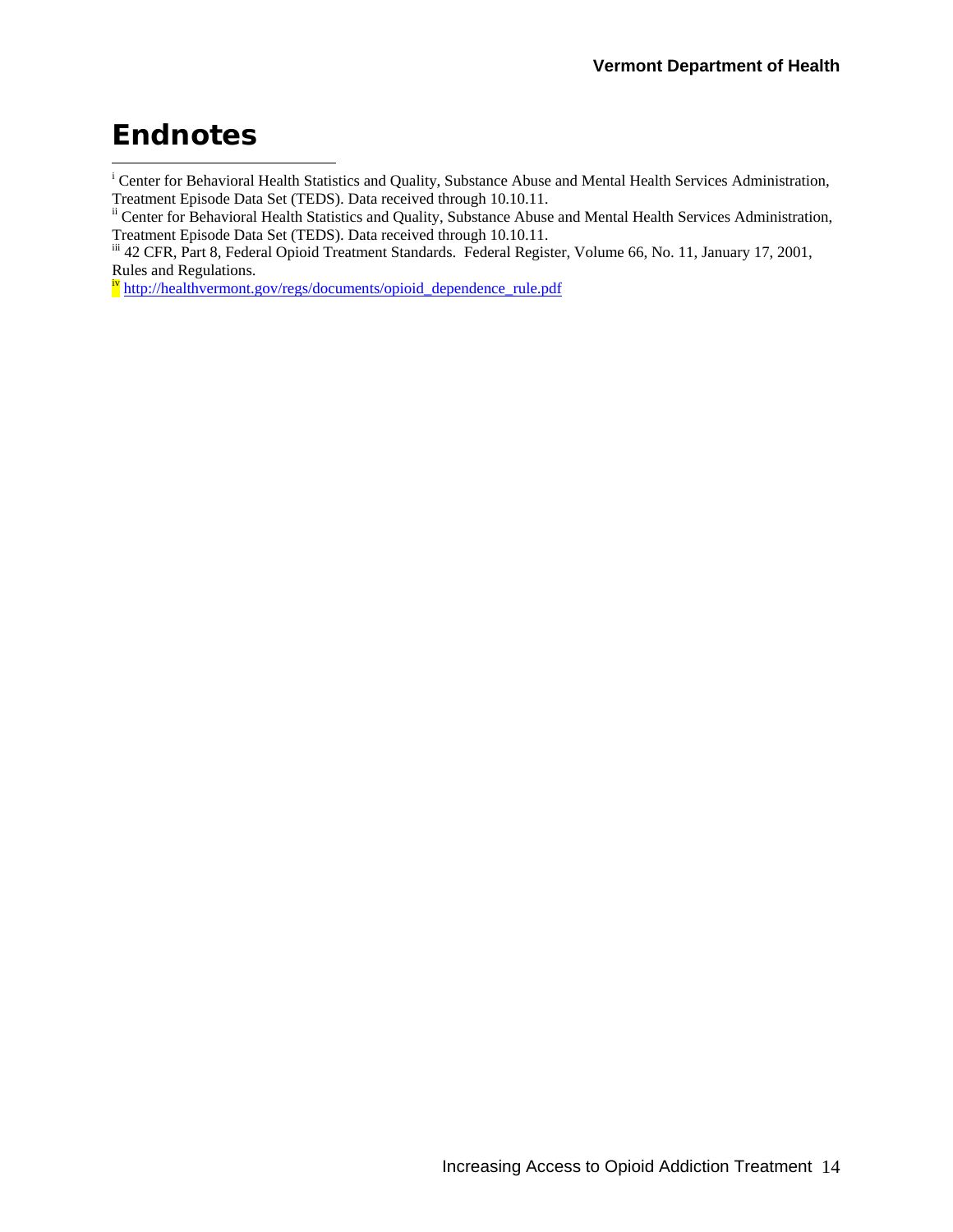# Endnotes

[i] Center for Behavioral Health Statistics and Quality, Substance Abuse and Mental Health Services Administration, Treatment Episode Data Set (TEDS). Data received through 10.10.11.

[ii] Center for Behavioral Health Statistics and Quality, Substance Abuse and Mental Health Services Administration, Treatment Episode Data Set (TEDS). Data received through 10.10.11.

[iii] 42 CFR, Part 8, Federal Opioid Treatment Standards. Federal Register, Volume 66, No. 11, January 17, 2001, Rules and Regulations.

[iv] http://healthvermont.gov/regs/documents/opioid_dependence_rule.pdf